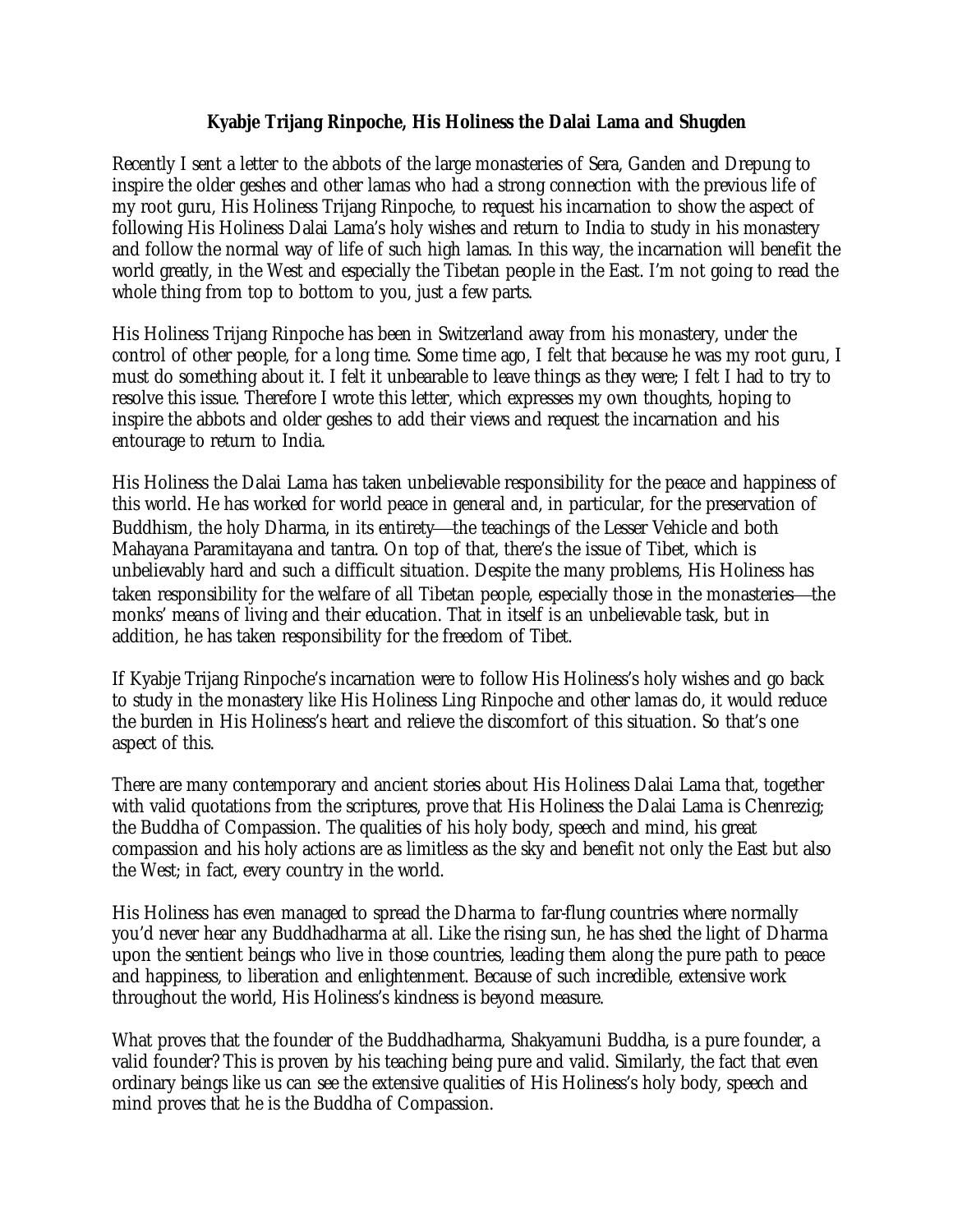**Kyabje Trijang Rinpoche, His Holiness the Dalai Lama and Shugden**

Recently I sent a letter to the abbots of the large monasteries of Sera, Ganden and Drepung to inspire the older geshes and other lamas who had a strong connection with the previous life of my root guru, His Holiness Trijang Rinpoche, to request his incarnation to show the aspect of following His Holiness Dalai Lama's holy wishes and return to India to study in his monastery and follow the normal way of life of such high lamas. In this way, the incarnation will benefit the world greatly, in the West and especially the Tibetan people in the East. I'm not going to read the whole thing from top to bottom to you, just a few parts.

His Holiness Trijang Rinpoche has been in Switzerland away from his monastery, under the control of other people, for a long time. Some time ago, I felt that because he was my root guru, I must do something about it. I felt it unbearable to leave things as they were; I felt I had to try to resolve this issue. Therefore I wrote this letter, which expresses my own thoughts, hoping to inspire the abbots and older geshes to add their views and request the incarnation and his entourage to return to India.

His Holiness the Dalai Lama has taken unbelievable responsibility for the peace and happiness of this world. He has worked for world peace in general and, in particular, for the preservation of Buddhism, the holy Dharma, in its entirety—the teachings of the Lesser Vehicle and both Mahayana Paramitayana and tantra. On top of that, there's the issue of Tibet, which is unbelievably hard and such a difficult situation. Despite the many problems, His Holiness has taken responsibility for the welfare of all Tibetan people, especially those in the monasteries—the monks' means of living and their education. That in itself is an unbelievable task, but in addition, he has taken responsibility for the freedom of Tibet.

If Kyabje Trijang Rinpoche's incarnation were to follow His Holiness's holy wishes and go back to study in the monastery like His Holiness Ling Rinpoche and other lamas do, it would reduce the burden in His Holiness's heart and relieve the discomfort of this situation. So that's one aspect of this.

There are many contemporary and ancient stories about His Holiness Dalai Lama that, together with valid quotations from the scriptures, prove that His Holiness the Dalai Lama is Chenrezig; the Buddha of Compassion. The qualities of his holy body, speech and mind, his great compassion and his holy actions are as limitless as the sky and benefit not only the East but also the West; in fact, every country in the world.

His Holiness has even managed to spread the Dharma to far-flung countries where normally you'd never hear any Buddhadharma at all. Like the rising sun, he has shed the light of Dharma upon the sentient beings who live in those countries, leading them along the pure path to peace and happiness, to liberation and enlightenment. Because of such incredible, extensive work throughout the world, His Holiness's kindness is beyond measure.

What proves that the founder of the Buddhadharma, Shakyamuni Buddha, is a pure founder, a valid founder? This is proven by his teaching being pure and valid. Similarly, the fact that even ordinary beings like us can see the extensive qualities of His Holiness's holy body, speech and mind proves that he is the Buddha of Compassion.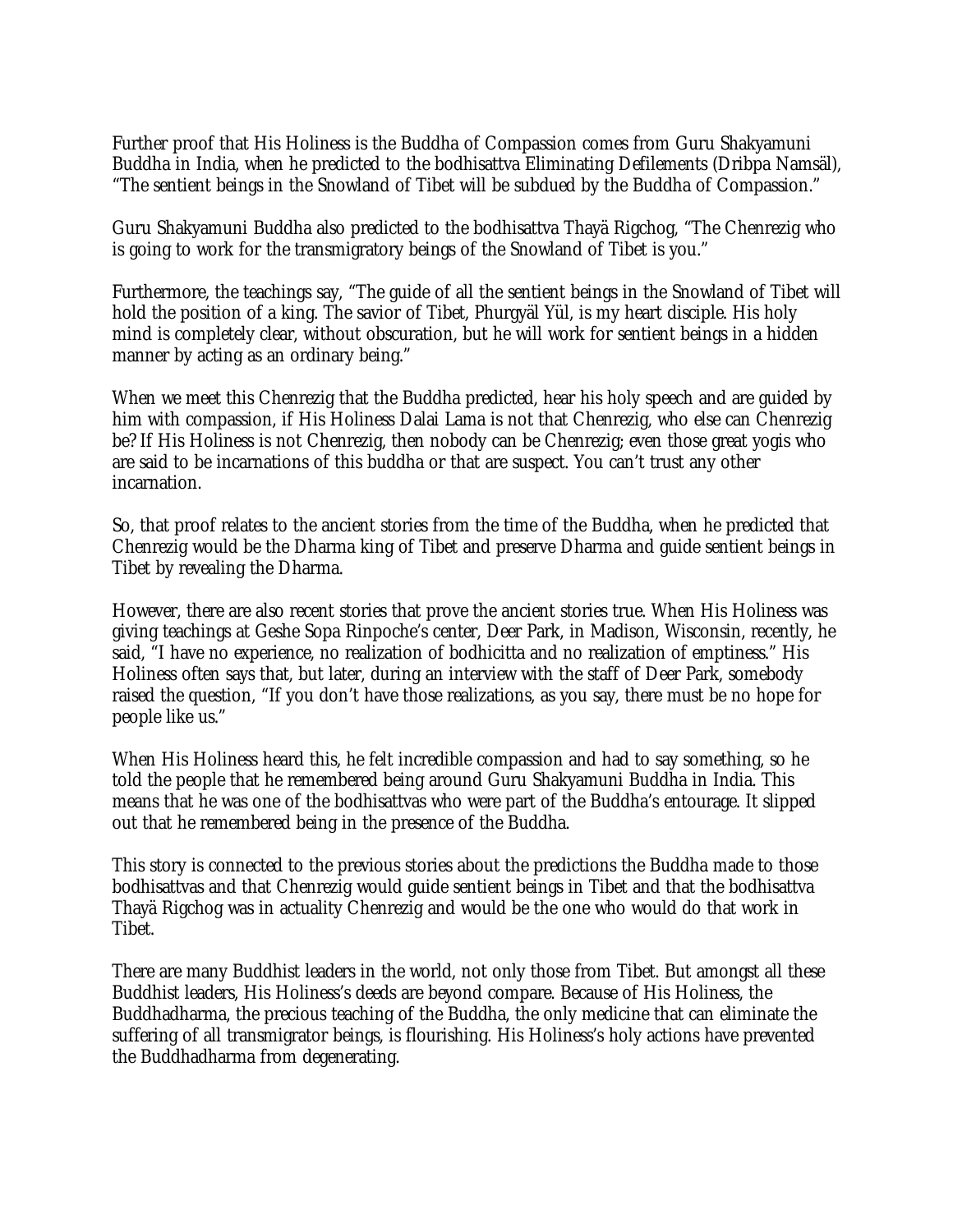Further proof that His Holiness is the Buddha of Compassion comes from Guru Shakyamuni Buddha in India, when he predicted to the bodhisattva Eliminating Defilements (Dribpa Namsäl), "The sentient beings in the Snowland of Tibet will be subdued by the Buddha of Compassion."

Guru Shakyamuni Buddha also predicted to the bodhisattva Thayä Rigchog, "The Chenrezig who is going to work for the transmigratory beings of the Snowland of Tibet is you."

Furthermore, the teachings say, "The guide of all the sentient beings in the Snowland of Tibet will hold the position of a king. The savior of Tibet, Phurgyäl Yül, is my heart disciple. His holy mind is completely clear, without obscuration, but he will work for sentient beings in a hidden manner by acting as an ordinary being."

When we meet this Chenrezig that the Buddha predicted, hear his holy speech and are guided by him with compassion, if His Holiness Dalai Lama is not that Chenrezig, who else can Chenrezig be? If His Holiness is not Chenrezig, then nobody can be Chenrezig; even those great yogis who are said to be incarnations of this buddha or that are suspect. You can't trust any other incarnation.

So, that proof relates to the ancient stories from the time of the Buddha, when he predicted that Chenrezig would be the Dharma king of Tibet and preserve Dharma and guide sentient beings in Tibet by revealing the Dharma.

However, there are also recent stories that prove the ancient stories true. When His Holiness was giving teachings at Geshe Sopa Rinpoche's center, Deer Park, in Madison, Wisconsin, recently, he said, "I have no experience, no realization of bodhicitta and no realization of emptiness." His Holiness often says that, but later, during an interview with the staff of Deer Park, somebody raised the question, "If you don't have those realizations, as you say, there must be no hope for people like us."

When His Holiness heard this, he felt incredible compassion and had to say something, so he told the people that he remembered being around Guru Shakyamuni Buddha in India. This means that he was one of the bodhisattvas who were part of the Buddha's entourage. It slipped out that he remembered being in the presence of the Buddha.

This story is connected to the previous stories about the predictions the Buddha made to those bodhisattvas and that Chenrezig would guide sentient beings in Tibet and that the bodhisattva Thayä Rigchog was in actuality Chenrezig and would be the one who would do that work in Tibet.

There are many Buddhist leaders in the world, not only those from Tibet. But amongst all these Buddhist leaders, His Holiness's deeds are beyond compare. Because of His Holiness, the Buddhadharma, the precious teaching of the Buddha, the only medicine that can eliminate the suffering of all transmigrator beings, is flourishing. His Holiness's holy actions have prevented the Buddhadharma from degenerating.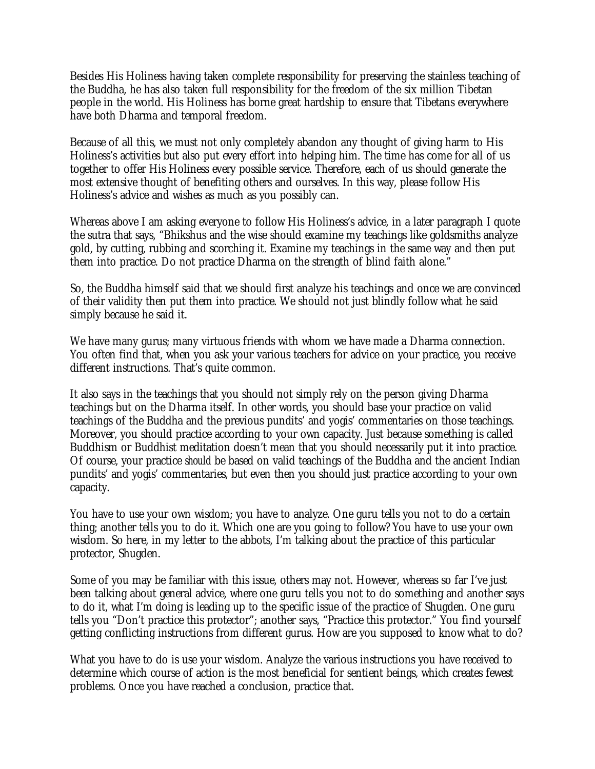Besides His Holiness having taken complete responsibility for preserving the stainless teaching of the Buddha, he has also taken full responsibility for the freedom of the six million Tibetan people in the world. His Holiness has borne great hardship to ensure that Tibetans everywhere have both Dharma and temporal freedom.

Because of all this, we must not only completely abandon any thought of giving harm to His Holiness's activities but also put every effort into helping him. The time has come for all of us together to offer His Holiness every possible service. Therefore, each of us should generate the most extensive thought of benefiting others and ourselves. In this way, please follow His Holiness's advice and wishes as much as you possibly can.

Whereas above I am asking everyone to follow His Holiness's advice, in a later paragraph I quote the sutra that says, "Bhikshus and the wise should examine my teachings like goldsmiths analyze gold, by cutting, rubbing and scorching it. Examine my teachings in the same way and then put them into practice. Do not practice Dharma on the strength of blind faith alone."

So, the Buddha himself said that we should first analyze his teachings and once we are convinced of their validity then put them into practice. We should not just blindly follow what he said simply because he said it.

We have many gurus; many virtuous friends with whom we have made a Dharma connection. You often find that, when you ask your various teachers for advice on your practice, you receive different instructions. That's quite common.

It also says in the teachings that you should not simply rely on the person giving Dharma teachings but on the Dharma itself. In other words, you should base your practice on valid teachings of the Buddha and the previous pundits' and yogis' commentaries on those teachings. Moreover, you should practice according to your own capacity. Just because something is called Buddhism or Buddhist meditation doesn't mean that you should necessarily put it into practice. Of course, your practice *should* be based on valid teachings of the Buddha and the ancient Indian pundits' and yogis' commentaries, but even then you should just practice according to your own capacity.

You have to use your own wisdom; you have to analyze. One guru tells you not to do a certain thing; another tells you to do it. Which one are you going to follow? You have to use your own wisdom. So here, in my letter to the abbots, I'm talking about the practice of this particular protector, Shugden.

Some of you may be familiar with this issue, others may not. However, whereas so far I've just been talking about general advice, where one guru tells you not to do something and another says to do it, what I'm doing is leading up to the specific issue of the practice of Shugden. One guru tells you "Don't practice this protector"; another says, "Practice this protector." You find yourself getting conflicting instructions from different gurus. How are you supposed to know what to do?

What you have to do is use your wisdom. Analyze the various instructions you have received to determine which course of action is the most beneficial for sentient beings, which creates fewest problems. Once you have reached a conclusion, practice that.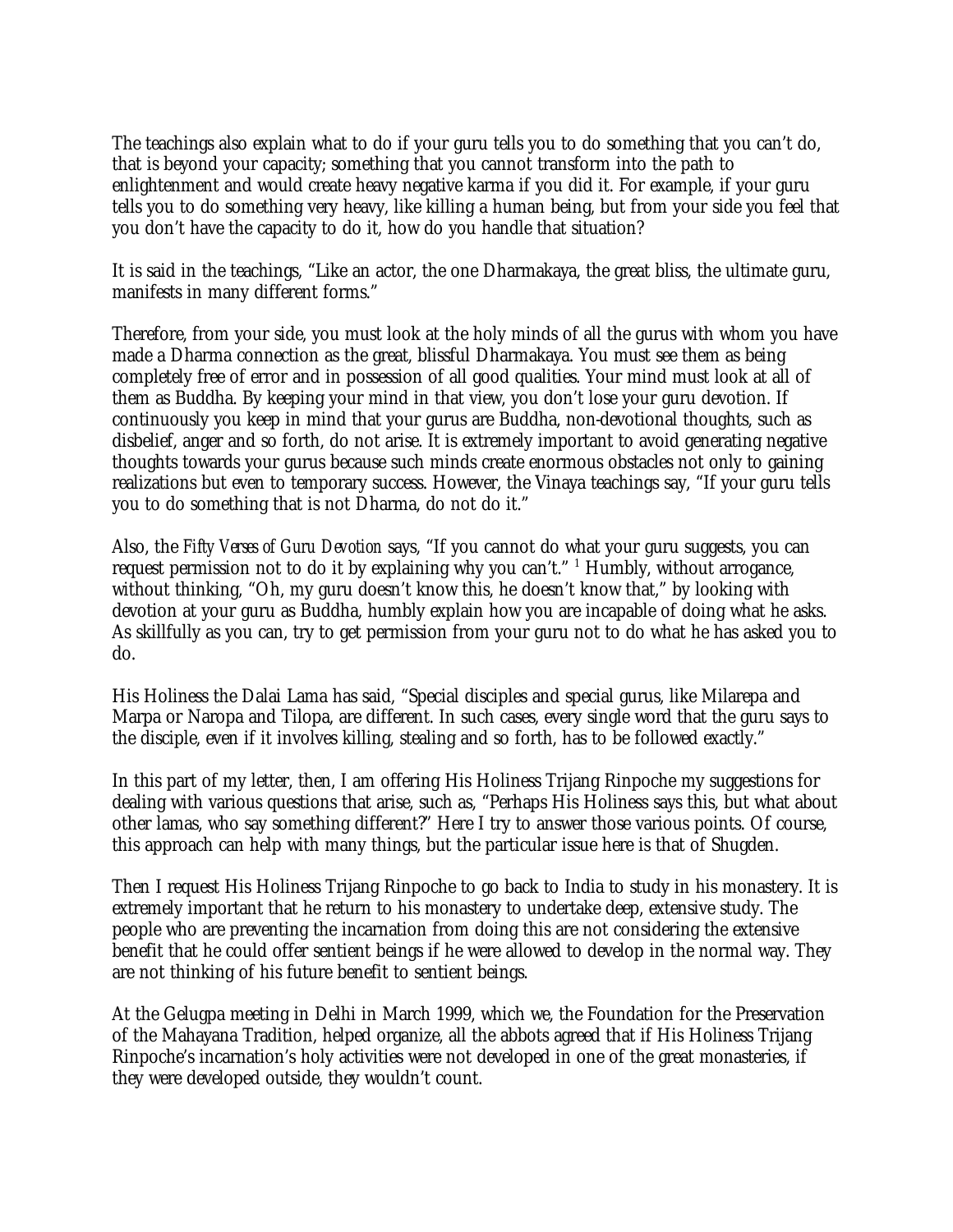The teachings also explain what to do if your guru tells you to do something that you can't do, that is beyond your capacity; something that you cannot transform into the path to enlightenment and would create heavy negative karma if you did it. For example, if your guru tells you to do something very heavy, like killing a human being, but from your side you feel that you don't have the capacity to do it, how do you handle that situation?

It is said in the teachings, "Like an actor, the one Dharmakaya, the great bliss, the ultimate guru, manifests in many different forms."

Therefore, from your side, you must look at the holy minds of all the gurus with whom you have made a Dharma connection as the great, blissful Dharmakaya. You must see them as being completely free of error and in possession of all good qualities. Your mind must look at all of them as Buddha. By keeping your mind in that view, you don't lose your guru devotion. If continuously you keep in mind that your gurus are Buddha, non-devotional thoughts, such as disbelief, anger and so forth, do not arise. It is extremely important to avoid generating negative thoughts towards your gurus because such minds create enormous obstacles not only to gaining realizations but even to temporary success. However, the Vinaya teachings say, "If your guru tells you to do something that is not Dharma, do not do it."

Also, the *Fifty Verses of Guru Devotion* says, "If you cannot do what your guru suggests, you can request permission not to do it by explaining why you can't." [1] Humbly, without arrogance, without thinking, "Oh, my guru doesn't know this, he doesn't know that," by looking with devotion at your guru as Buddha, humbly explain how you are incapable of doing what he asks. As skillfully as you can, try to get permission from your guru not to do what he has asked you to do.

His Holiness the Dalai Lama has said, "Special disciples and special gurus, like Milarepa and Marpa or Naropa and Tilopa, are different. In such cases, every single word that the guru says to the disciple, even if it involves killing, stealing and so forth, has to be followed exactly."

In this part of my letter, then, I am offering His Holiness Trijang Rinpoche my suggestions for dealing with various questions that arise, such as, "Perhaps His Holiness says this, but what about other lamas, who say something different?" Here I try to answer those various points. Of course, this approach can help with many things, but the particular issue here is that of Shugden.

Then I request His Holiness Trijang Rinpoche to go back to India to study in his monastery. It is extremely important that he return to his monastery to undertake deep, extensive study. The people who are preventing the incarnation from doing this are not considering the extensive benefit that he could offer sentient beings if he were allowed to develop in the normal way. They are not thinking of his future benefit to sentient beings.

At the Gelugpa meeting in Delhi in March 1999, which we, the Foundation for the Preservation of the Mahayana Tradition, helped organize, all the abbots agreed that if His Holiness Trijang Rinpoche's incarnation's holy activities were not developed in one of the great monasteries, if they were developed outside, they wouldn't count.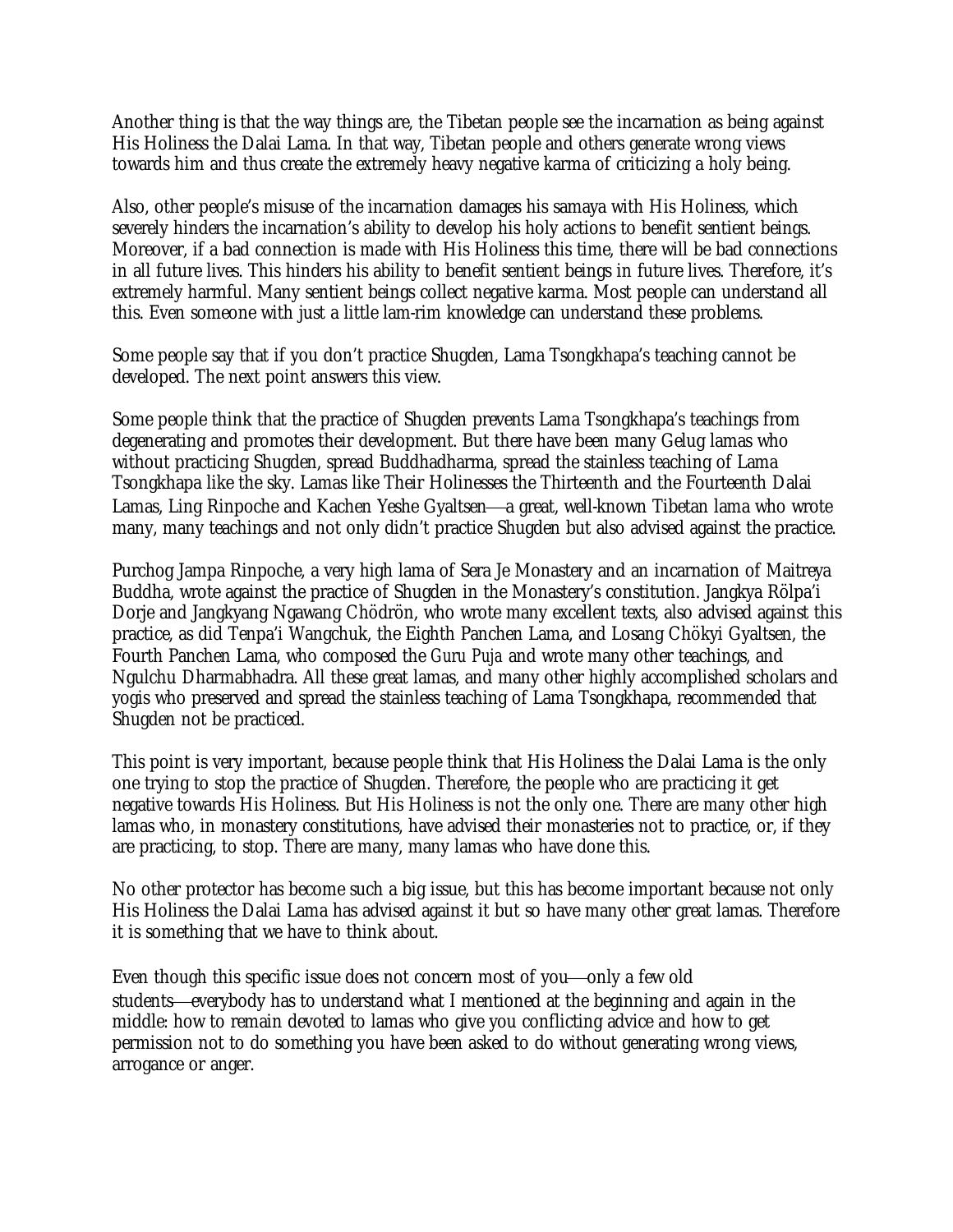Another thing is that the way things are, the Tibetan people see the incarnation as being against His Holiness the Dalai Lama. In that way, Tibetan people and others generate wrong views towards him and thus create the extremely heavy negative karma of criticizing a holy being.

Also, other people's misuse of the incarnation damages his samaya with His Holiness, which severely hinders the incarnation's ability to develop his holy actions to benefit sentient beings. Moreover, if a bad connection is made with His Holiness this time, there will be bad connections in all future lives. This hinders his ability to benefit sentient beings in future lives. Therefore, it's extremely harmful. Many sentient beings collect negative karma. Most people can understand all this. Even someone with just a little lam-rim knowledge can understand these problems.

Some people say that if you don't practice Shugden, Lama Tsongkhapa's teaching cannot be developed. The next point answers this view.

Some people think that the practice of Shugden prevents Lama Tsongkhapa's teachings from degenerating and promotes their development. But there have been many Gelug lamas who without practicing Shugden, spread Buddhadharma, spread the stainless teaching of Lama Tsongkhapa like the sky. Lamas like Their Holinesses the Thirteenth and the Fourteenth Dalai Lamas, Ling Rinpoche and Kachen Yeshe Gyaltsen—a great, well-known Tibetan lama who wrote many, many teachings and not only didn't practice Shugden but also advised against the practice.

Purchog Jampa Rinpoche, a very high lama of Sera Je Monastery and an incarnation of Maitreya Buddha, wrote against the practice of Shugden in the Monastery's constitution. Jangkya Rölpa'i Dorje and Jangkyang Ngawang Chödrön, who wrote many excellent texts, also advised against this practice, as did Tenpa'i Wangchuk, the Eighth Panchen Lama, and Losang Chökyi Gyaltsen, the Fourth Panchen Lama, who composed the *Guru Puja* and wrote many other teachings, and Ngulchu Dharmabhadra. All these great lamas, and many other highly accomplished scholars and yogis who preserved and spread the stainless teaching of Lama Tsongkhapa, recommended that Shugden not be practiced.

This point is very important, because people think that His Holiness the Dalai Lama is the only one trying to stop the practice of Shugden. Therefore, the people who are practicing it get negative towards His Holiness. But His Holiness is not the only one. There are many other high lamas who, in monastery constitutions, have advised their monasteries not to practice, or, if they are practicing, to stop. There are many, many lamas who have done this.

No other protector has become such a big issue, but this has become important because not only His Holiness the Dalai Lama has advised against it but so have many other great lamas. Therefore it is something that we have to think about.

Even though this specific issue does not concern most of you—only a few old students—everybody has to understand what I mentioned at the beginning and again in the middle: how to remain devoted to lamas who give you conflicting advice and how to get permission not to do something you have been asked to do without generating wrong views, arrogance or anger.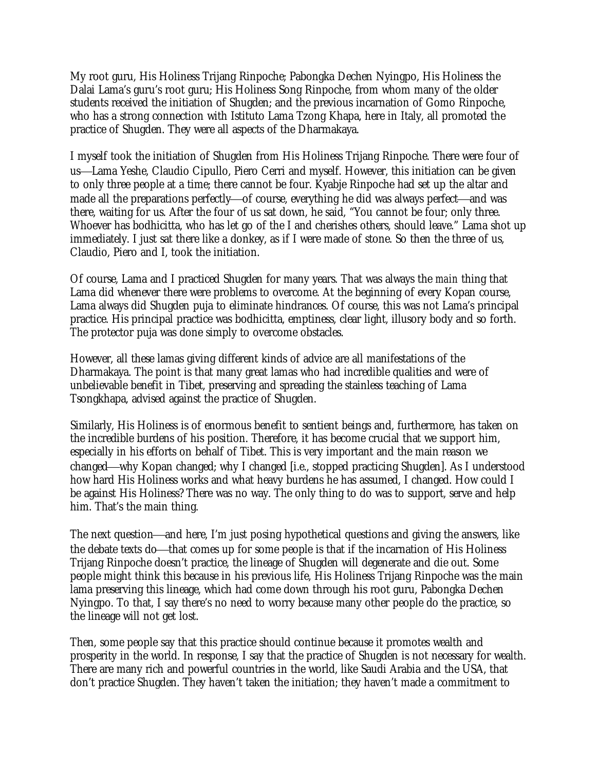My root guru, His Holiness Trijang Rinpoche; Pabongka Dechen Nyingpo, His Holiness the Dalai Lama's guru's root guru; His Holiness Song Rinpoche, from whom many of the older students received the initiation of Shugden; and the previous incarnation of Gomo Rinpoche, who has a strong connection with Istituto Lama Tzong Khapa, here in Italy, all promoted the practice of Shugden. They were all aspects of the Dharmakaya.

I myself took the initiation of Shugden from His Holiness Trijang Rinpoche. There were four of us—Lama Yeshe, Claudio Cipullo, Piero Cerri and myself. However, this initiation can be given to only three people at a time; there cannot be four. Kyabje Rinpoche had set up the altar and made all the preparations perfectly—of course, everything he did was always perfect—and was there, waiting for us. After the four of us sat down, he said, "You cannot be four; only three. Whoever has bodhicitta, who has let go of the I and cherishes others, should leave." Lama shot up immediately. I just sat there like a donkey, as if I were made of stone. So then the three of us, Claudio, Piero and I, took the initiation.

Of course, Lama and I practiced Shugden for many years. That was always the *main* thing that Lama did whenever there were problems to overcome. At the beginning of every Kopan course, Lama always did Shugden puja to eliminate hindrances. Of course, this was not Lama's principal practice. His principal practice was bodhicitta, emptiness, clear light, illusory body and so forth. The protector puja was done simply to overcome obstacles.

However, all these lamas giving different kinds of advice are all manifestations of the Dharmakaya. The point is that many great lamas who had incredible qualities and were of unbelievable benefit in Tibet, preserving and spreading the stainless teaching of Lama Tsongkhapa, advised against the practice of Shugden.

Similarly, His Holiness is of enormous benefit to sentient beings and, furthermore, has taken on the incredible burdens of his position. Therefore, it has become crucial that we support him, especially in his efforts on behalf of Tibet. This is very important and the main reason we changed—why Kopan changed; why I changed [i.e., stopped practicing Shugden]. As I understood how hard His Holiness works and what heavy burdens he has assumed, I changed. How could I be against His Holiness? There was no way. The only thing to do was to support, serve and help him. That's the main thing.

The next question—and here, I'm just posing hypothetical questions and giving the answers, like the debate texts do—that comes up for some people is that if the incarnation of His Holiness Trijang Rinpoche doesn't practice, the lineage of Shugden will degenerate and die out. Some people might think this because in his previous life, His Holiness Trijang Rinpoche was the main lama preserving this lineage, which had come down through his root guru, Pabongka Dechen Nyingpo. To that, I say there's no need to worry because many other people do the practice, so the lineage will not get lost.

Then, some people say that this practice should continue because it promotes wealth and prosperity in the world. In response, I say that the practice of Shugden is not necessary for wealth. There are many rich and powerful countries in the world, like Saudi Arabia and the USA, that don't practice Shugden. They haven't taken the initiation; they haven't made a commitment to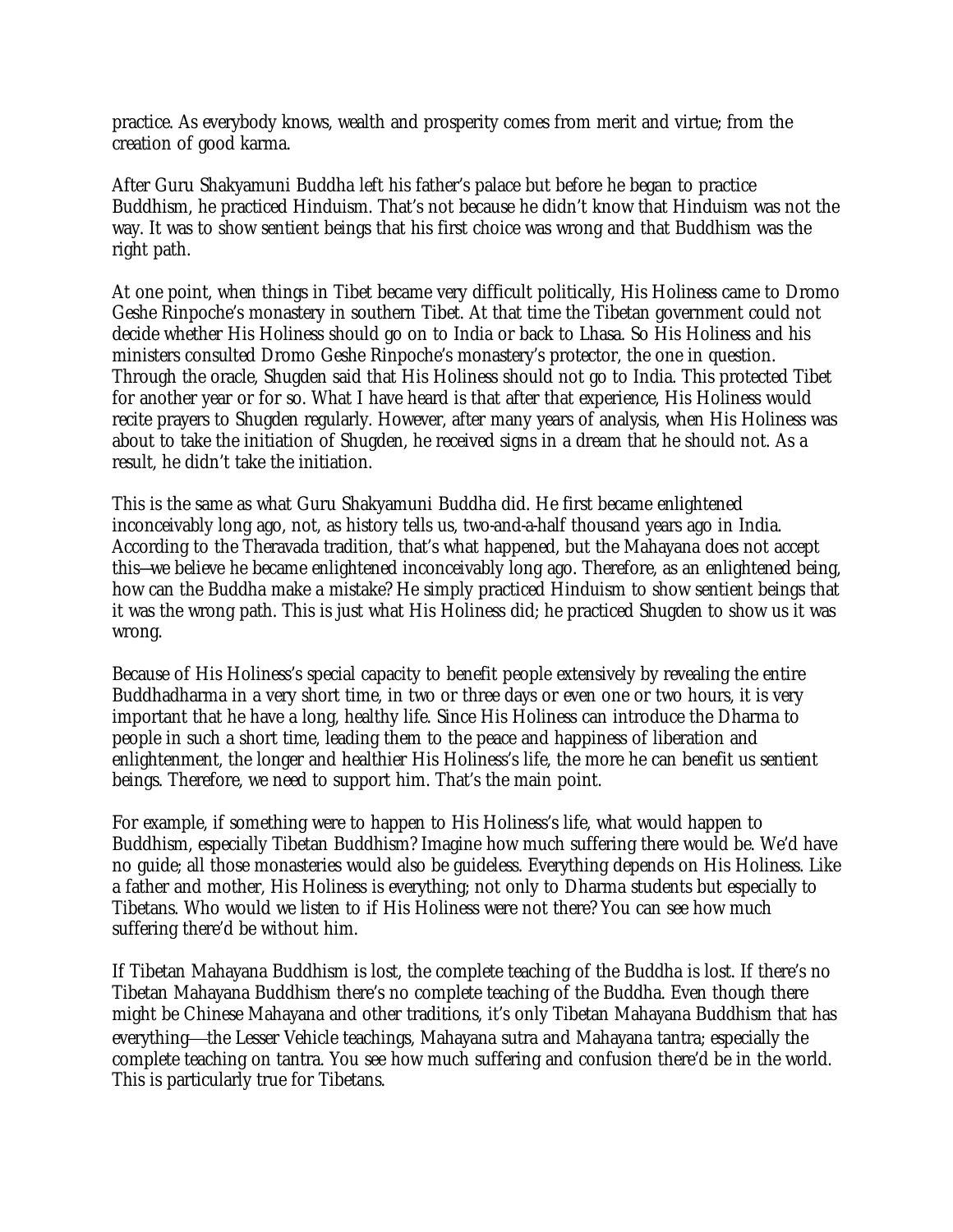practice. As everybody knows, wealth and prosperity comes from merit and virtue; from the creation of good karma.

After Guru Shakyamuni Buddha left his father's palace but before he began to practice Buddhism, he practiced Hinduism. That's not because he didn't know that Hinduism was not the way. It was to show sentient beings that his first choice was wrong and that Buddhism was the right path.

At one point, when things in Tibet became very difficult politically, His Holiness came to Dromo Geshe Rinpoche's monastery in southern Tibet. At that time the Tibetan government could not decide whether His Holiness should go on to India or back to Lhasa. So His Holiness and his ministers consulted Dromo Geshe Rinpoche's monastery's protector, the one in question. Through the oracle, Shugden said that His Holiness should not go to India. This protected Tibet for another year or for so. What I have heard is that after that experience, His Holiness would recite prayers to Shugden regularly. However, after many years of analysis, when His Holiness was about to take the initiation of Shugden, he received signs in a dream that he should not. As a result, he didn't take the initiation.

This is the same as what Guru Shakyamuni Buddha did. He first became enlightened inconceivably long ago, not, as history tells us, two-and-a-half thousand years ago in India. According to the Theravada tradition, that's what happened, but the Mahayana does not accept this—we believe he became enlightened inconceivably long ago. Therefore, as an enlightened being, how can the Buddha make a mistake? He simply practiced Hinduism to show sentient beings that it was the wrong path. This is just what His Holiness did; he practiced Shugden to show us it was wrong.

Because of His Holiness's special capacity to benefit people extensively by revealing the entire Buddhadharma in a very short time, in two or three days or even one or two hours, it is very important that he have a long, healthy life. Since His Holiness can introduce the Dharma to people in such a short time, leading them to the peace and happiness of liberation and enlightenment, the longer and healthier His Holiness's life, the more he can benefit us sentient beings. Therefore, we need to support him. That's the main point.

For example, if something were to happen to His Holiness's life, what would happen to Buddhism, especially Tibetan Buddhism? Imagine how much suffering there would be. We'd have no guide; all those monasteries would also be guideless. Everything depends on His Holiness. Like a father and mother, His Holiness is everything; not only to Dharma students but especially to Tibetans. Who would we listen to if His Holiness were not there? You can see how much suffering there'd be without him.

If Tibetan Mahayana Buddhism is lost, the complete teaching of the Buddha is lost. If there's no Tibetan Mahayana Buddhism there's no complete teaching of the Buddha. Even though there might be Chinese Mahayana and other traditions, it's only Tibetan Mahayana Buddhism that has everything—the Lesser Vehicle teachings, Mahayana sutra and Mahayana tantra; especially the complete teaching on tantra. You see how much suffering and confusion there'd be in the world. This is particularly true for Tibetans.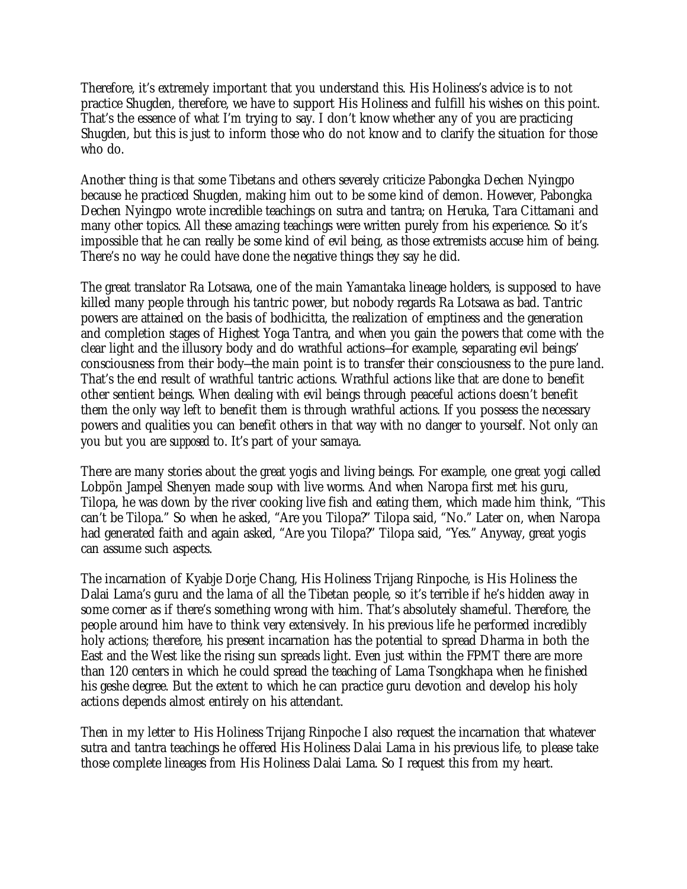Therefore, it's extremely important that you understand this. His Holiness's advice is to not practice Shugden, therefore, we have to support His Holiness and fulfill his wishes on this point. That's the essence of what I'm trying to say. I don't know whether any of you are practicing Shugden, but this is just to inform those who do not know and to clarify the situation for those who do.

Another thing is that some Tibetans and others severely criticize Pabongka Dechen Nyingpo because he practiced Shugden, making him out to be some kind of demon. However, Pabongka Dechen Nyingpo wrote incredible teachings on sutra and tantra; on Heruka, Tara Cittamani and many other topics. All these amazing teachings were written purely from his experience. So it's impossible that he can really be some kind of evil being, as those extremists accuse him of being. There's no way he could have done the negative things they say he did.

The great translator Ra Lotsawa, one of the main Yamantaka lineage holders, is supposed to have killed many people through his tantric power, but nobody regards Ra Lotsawa as bad. Tantric powers are attained on the basis of bodhicitta, the realization of emptiness and the generation and completion stages of Highest Yoga Tantra, and when you gain the powers that come with the clear light and the illusory body and do wrathful actions—for example, separating evil beings' consciousness from their body—the main point is to transfer their consciousness to the pure land. That's the end result of wrathful tantric actions. Wrathful actions like that are done to benefit other sentient beings. When dealing with evil beings through peaceful actions doesn't benefit them the only way left to benefit them is through wrathful actions. If you possess the necessary powers and qualities you can benefit others in that way with no danger to yourself. Not only *can* you but you are *supposed* to. It's part of your samaya.

There are many stories about the great yogis and living beings. For example, one great yogi called Lobpön Jampel Shenyen made soup with live worms. And when Naropa first met his guru, Tilopa, he was down by the river cooking live fish and eating them, which made him think, "This can't be Tilopa." So when he asked, "Are you Tilopa?" Tilopa said, "No." Later on, when Naropa had generated faith and again asked, "Are you Tilopa?" Tilopa said, "Yes." Anyway, great yogis can assume such aspects.

The incarnation of Kyabje Dorje Chang, His Holiness Trijang Rinpoche, is His Holiness the Dalai Lama's guru and the lama of all the Tibetan people, so it's terrible if he's hidden away in some corner as if there's something wrong with him. That's absolutely shameful. Therefore, the people around him have to think very extensively. In his previous life he performed incredibly holy actions; therefore, his present incarnation has the potential to spread Dharma in both the East and the West like the rising sun spreads light. Even just within the FPMT there are more than 120 centers in which he could spread the teaching of Lama Tsongkhapa when he finished his geshe degree. But the extent to which he can practice guru devotion and develop his holy actions depends almost entirely on his attendant.

Then in my letter to His Holiness Trijang Rinpoche I also request the incarnation that whatever sutra and tantra teachings he offered His Holiness Dalai Lama in his previous life, to please take those complete lineages from His Holiness Dalai Lama. So I request this from my heart.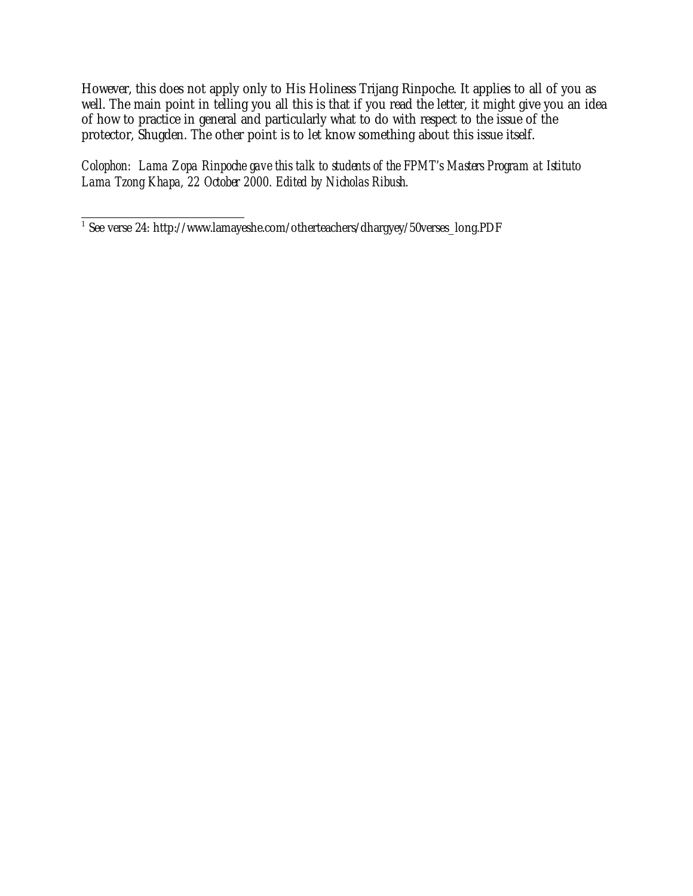However, this does not apply only to His Holiness Trijang Rinpoche. It applies to all of you as well. The main point in telling you all this is that if you read the letter, it might give you an idea of how to practice in general and particularly what to do with respect to the issue of the protector, Shugden. The other point is to let know something about this issue itself.

*Colophon: Lama Zopa Rinpoche gave this talk to students of the FPMT's Masters Program at Istituto Lama Tzong Khapa, 22 October 2000. Edited by Nicholas Ribush.*

---

[1] See verse 24: http://www.lamayeshe.com/otherteachers/dhargyey/50verses_long.PDF